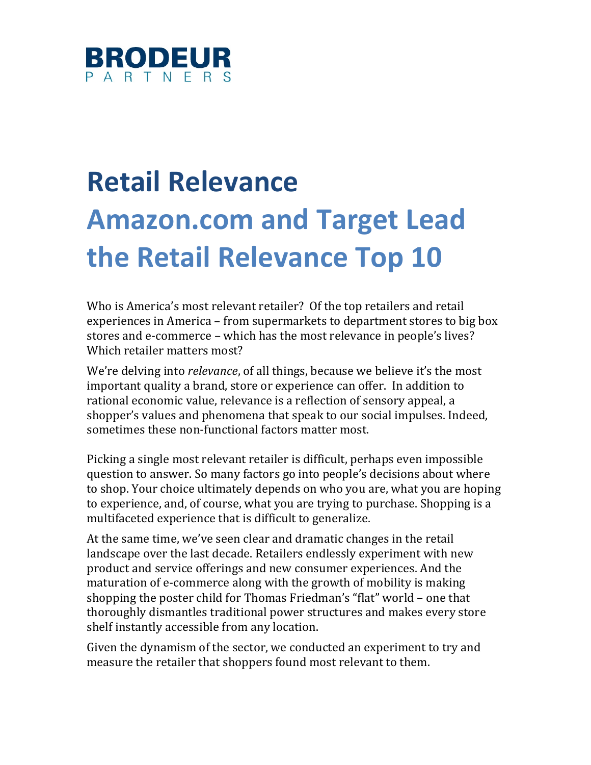BRODEUR
PARTNERS

# Retail Relevance

## Amazon.com and Target Lead the Retail Relevance Top 10

Who is America's most relevant retailer? Of the top retailers and retail experiences in America – from supermarkets to department stores to big box stores and e-commerce – which has the most relevance in people's lives? Which retailer matters most?

We're delving into *relevance*, of all things, because we believe it's the most important quality a brand, store or experience can offer. In addition to rational economic value, relevance is a reflection of sensory appeal, a shopper's values and phenomena that speak to our social impulses. Indeed, sometimes these non-functional factors matter most.

Picking a single most relevant retailer is difficult, perhaps even impossible question to answer. So many factors go into people's decisions about where to shop. Your choice ultimately depends on who you are, what you are hoping to experience, and, of course, what you are trying to purchase. Shopping is a multifaceted experience that is difficult to generalize.

At the same time, we've seen clear and dramatic changes in the retail landscape over the last decade. Retailers endlessly experiment with new product and service offerings and new consumer experiences. And the maturation of e-commerce along with the growth of mobility is making shopping the poster child for Thomas Friedman's "flat" world – one that thoroughly dismantles traditional power structures and makes every store shelf instantly accessible from any location.

Given the dynamism of the sector, we conducted an experiment to try and measure the retailer that shoppers found most relevant to them.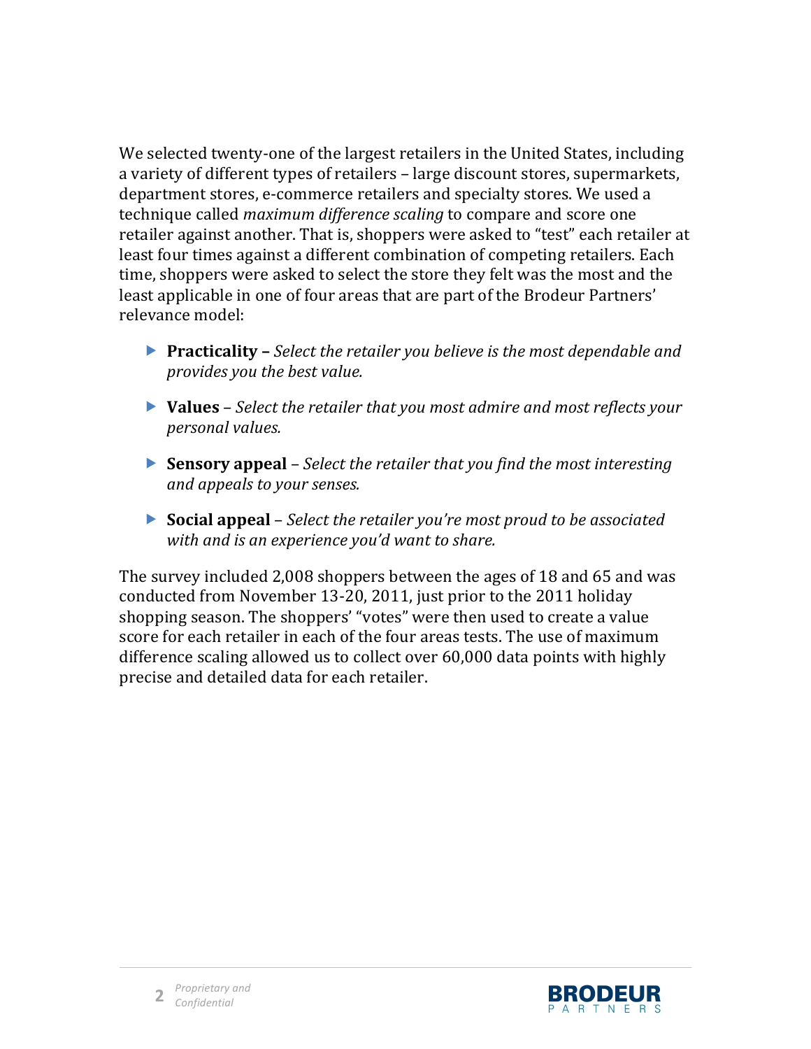We selected twenty-one of the largest retailers in the United States, including a variety of different types of retailers – large discount stores, supermarkets, department stores, e-commerce retailers and specialty stores. We used a technique called *maximum difference scaling* to compare and score one retailer against another. That is, shoppers were asked to "test" each retailer at least four times against a different combination of competing retailers. Each time, shoppers were asked to select the store they felt was the most and the least applicable in one of four areas that are part of the Brodeur Partners' relevance model:

- **Practicality –** *Select the retailer you believe is the most dependable and provides you the best value.*
- **Values** – *Select the retailer that you most admire and most reflects your personal values.*
- **Sensory appeal** – *Select the retailer that you find the most interesting and appeals to your senses.*
- **Social appeal** – *Select the retailer you're most proud to be associated with and is an experience you'd want to share.*

The survey included 2,008 shoppers between the ages of 18 and 65 and was conducted from November 13-20, 2011, just prior to the 2011 holiday shopping season. The shoppers' "votes" were then used to create a value score for each retailer in each of the four areas tests. The use of maximum difference scaling allowed us to collect over 60,000 data points with highly precise and detailed data for each retailer.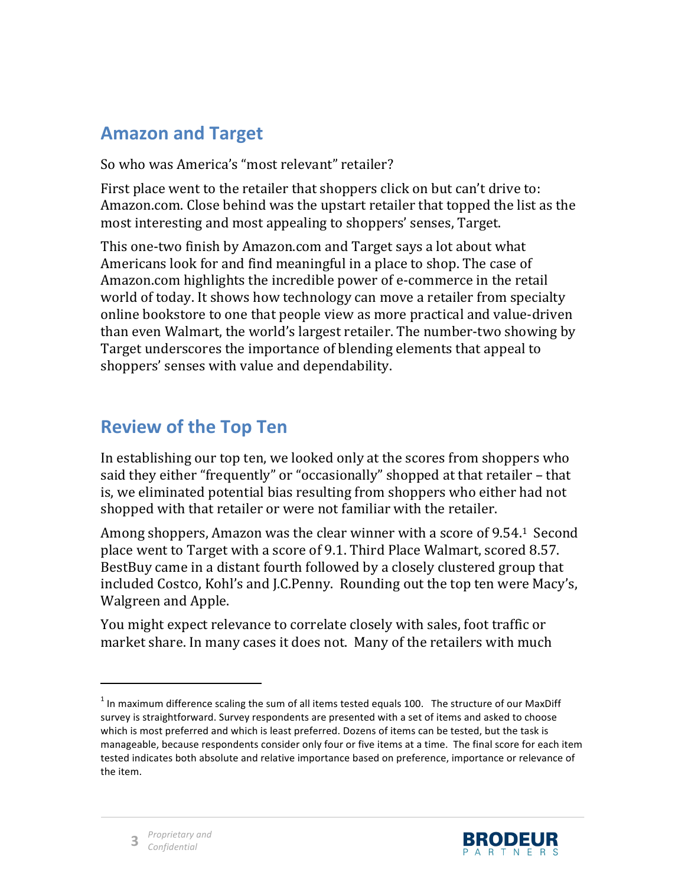## Amazon and Target

So who was America's "most relevant" retailer?

First place went to the retailer that shoppers click on but can't drive to: Amazon.com. Close behind was the upstart retailer that topped the list as the most interesting and most appealing to shoppers' senses, Target.

This one-two finish by Amazon.com and Target says a lot about what Americans look for and find meaningful in a place to shop. The case of Amazon.com highlights the incredible power of e-commerce in the retail world of today. It shows how technology can move a retailer from specialty online bookstore to one that people view as more practical and value-driven than even Walmart, the world's largest retailer. The number-two showing by Target underscores the importance of blending elements that appeal to shoppers' senses with value and dependability.

## Review of the Top Ten

In establishing our top ten, we looked only at the scores from shoppers who said they either "frequently" or "occasionally" shopped at that retailer – that is, we eliminated potential bias resulting from shoppers who either had not shopped with that retailer or were not familiar with the retailer.

Among shoppers, Amazon was the clear winner with a score of 9.54.[1] Second place went to Target with a score of 9.1. Third Place Walmart, scored 8.57. BestBuy came in a distant fourth followed by a closely clustered group that included Costco, Kohl's and J.C.Penny. Rounding out the top ten were Macy's, Walgreen and Apple.

You might expect relevance to correlate closely with sales, foot traffic or market share. In many cases it does not. Many of the retailers with much

---

[1] In maximum difference scaling the sum of all items tested equals 100. The structure of our MaxDiff survey is straightforward. Survey respondents are presented with a set of items and asked to choose which is most preferred and which is least preferred. Dozens of items can be tested, but the task is manageable, because respondents consider only four or five items at a time. The final score for each item tested indicates both absolute and relative importance based on preference, importance or relevance of the item.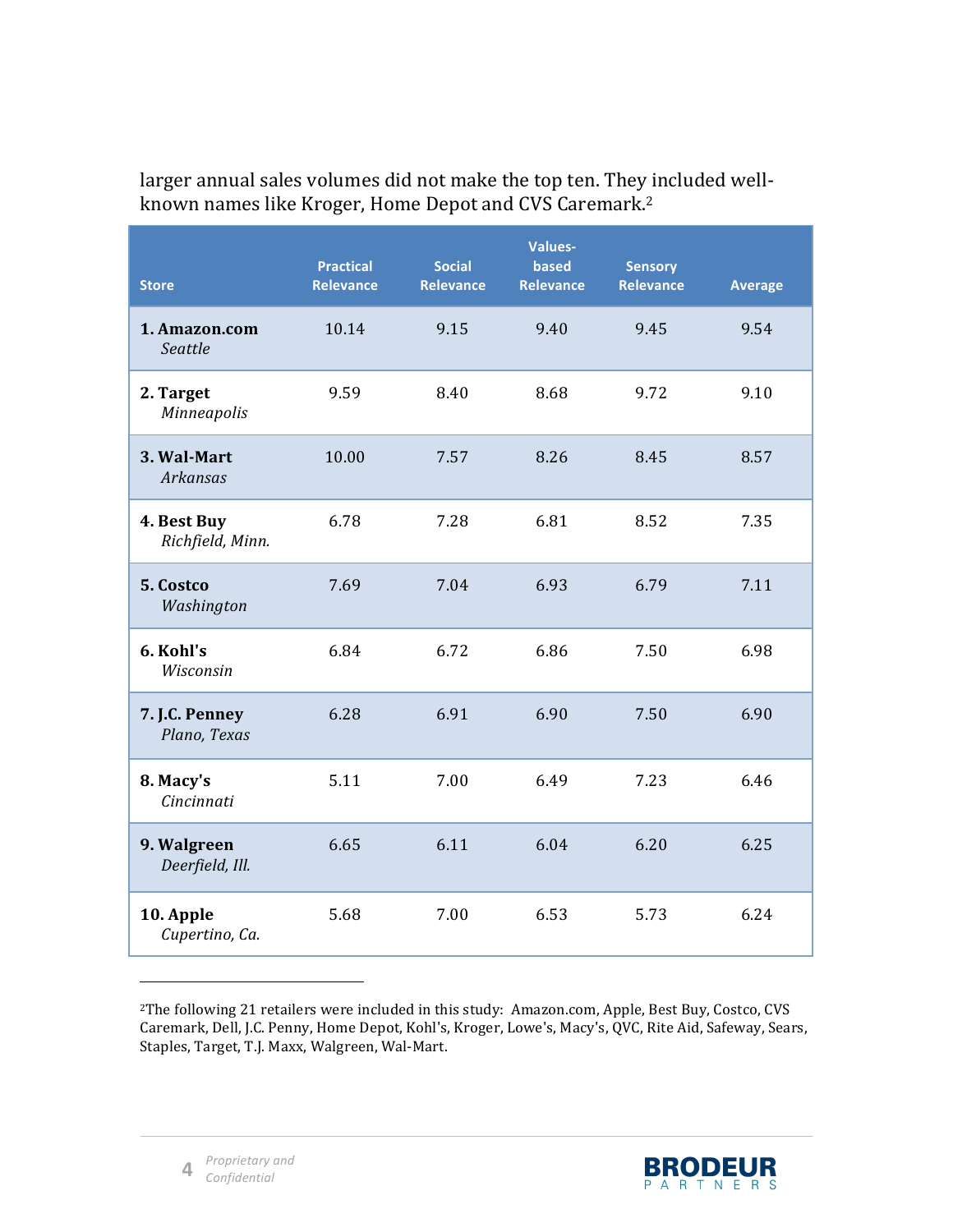larger annual sales volumes did not make the top ten. They included well-known names like Kroger, Home Depot and CVS Caremark.[2]

| Store | Practical Relevance | Social Relevance | Values-based Relevance | Sensory Relevance | Average |
|---|---|---|---|---|---|
| **1. Amazon.com** *Seattle* | 10.14 | 9.15 | 9.40 | 9.45 | 9.54 |
| **2. Target** *Minneapolis* | 9.59 | 8.40 | 8.68 | 9.72 | 9.10 |
| **3. Wal-Mart** *Arkansas* | 10.00 | 7.57 | 8.26 | 8.45 | 8.57 |
| **4. Best Buy** *Richfield, Minn.* | 6.78 | 7.28 | 6.81 | 8.52 | 7.35 |
| **5. Costco** *Washington* | 7.69 | 7.04 | 6.93 | 6.79 | 7.11 |
| **6. Kohl's** *Wisconsin* | 6.84 | 6.72 | 6.86 | 7.50 | 6.98 |
| **7. J.C. Penney** *Plano, Texas* | 6.28 | 6.91 | 6.90 | 7.50 | 6.90 |
| **8. Macy's** *Cincinnati* | 5.11 | 7.00 | 6.49 | 7.23 | 6.46 |
| **9. Walgreen** *Deerfield, Ill.* | 6.65 | 6.11 | 6.04 | 6.20 | 6.25 |
| **10. Apple** *Cupertino, Ca.* | 5.68 | 7.00 | 6.53 | 5.73 | 6.24 |

[2]The following 21 retailers were included in this study: Amazon.com, Apple, Best Buy, Costco, CVS Caremark, Dell, J.C. Penny, Home Depot, Kohl's, Kroger, Lowe's, Macy's, QVC, Rite Aid, Safeway, Sears, Staples, Target, T.J. Maxx, Walgreen, Wal-Mart.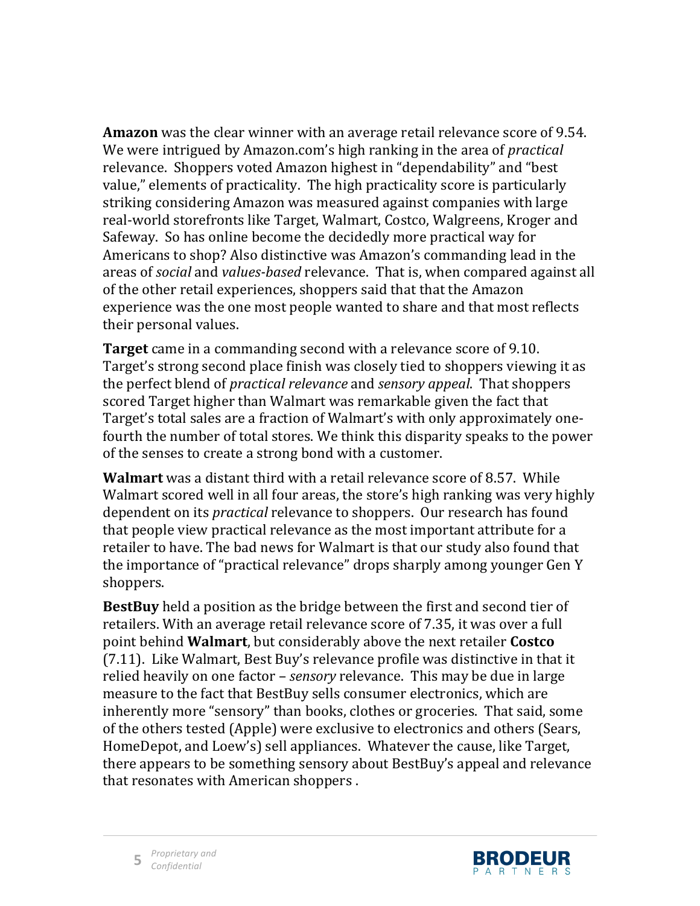**Amazon** was the clear winner with an average retail relevance score of 9.54. We were intrigued by Amazon.com's high ranking in the area of *practical* relevance. Shoppers voted Amazon highest in "dependability" and "best value," elements of practicality. The high practicality score is particularly striking considering Amazon was measured against companies with large real-world storefronts like Target, Walmart, Costco, Walgreens, Kroger and Safeway. So has online become the decidedly more practical way for Americans to shop? Also distinctive was Amazon's commanding lead in the areas of *social* and *values-based* relevance. That is, when compared against all of the other retail experiences, shoppers said that that the Amazon experience was the one most people wanted to share and that most reflects their personal values.

**Target** came in a commanding second with a relevance score of 9.10. Target's strong second place finish was closely tied to shoppers viewing it as the perfect blend of *practical relevance* and *sensory appeal*. That shoppers scored Target higher than Walmart was remarkable given the fact that Target's total sales are a fraction of Walmart's with only approximately one-fourth the number of total stores. We think this disparity speaks to the power of the senses to create a strong bond with a customer.

**Walmart** was a distant third with a retail relevance score of 8.57. While Walmart scored well in all four areas, the store's high ranking was very highly dependent on its *practical* relevance to shoppers. Our research has found that people view practical relevance as the most important attribute for a retailer to have. The bad news for Walmart is that our study also found that the importance of "practical relevance" drops sharply among younger Gen Y shoppers.

**BestBuy** held a position as the bridge between the first and second tier of retailers. With an average retail relevance score of 7.35, it was over a full point behind **Walmart**, but considerably above the next retailer **Costco** (7.11). Like Walmart, Best Buy's relevance profile was distinctive in that it relied heavily on one factor – *sensory* relevance. This may be due in large measure to the fact that BestBuy sells consumer electronics, which are inherently more "sensory" than books, clothes or groceries. That said, some of the others tested (Apple) were exclusive to electronics and others (Sears, HomeDepot, and Loew's) sell appliances. Whatever the cause, like Target, there appears to be something sensory about BestBuy's appeal and relevance that resonates with American shoppers .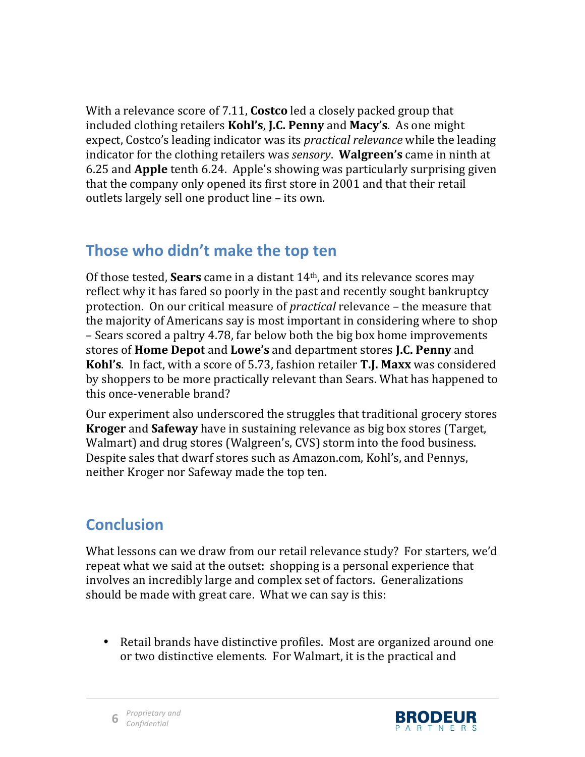With a relevance score of 7.11, **Costco** led a closely packed group that included clothing retailers **Kohl's**, **J.C. Penny** and **Macy's**. As one might expect, Costco's leading indicator was its *practical relevance* while the leading indicator for the clothing retailers was *sensory*. **Walgreen's** came in ninth at 6.25 and **Apple** tenth 6.24. Apple's showing was particularly surprising given that the company only opened its first store in 2001 and that their retail outlets largely sell one product line – its own.

## Those who didn't make the top ten

Of those tested, **Sears** came in a distant 14th, and its relevance scores may reflect why it has fared so poorly in the past and recently sought bankruptcy protection. On our critical measure of *practical* relevance – the measure that the majority of Americans say is most important in considering where to shop – Sears scored a paltry 4.78, far below both the big box home improvements stores of **Home Depot** and **Lowe's** and department stores **J.C. Penny** and **Kohl's**. In fact, with a score of 5.73, fashion retailer **T.J. Maxx** was considered by shoppers to be more practically relevant than Sears. What has happened to this once-venerable brand?

Our experiment also underscored the struggles that traditional grocery stores **Kroger** and **Safeway** have in sustaining relevance as big box stores (Target, Walmart) and drug stores (Walgreen's, CVS) storm into the food business. Despite sales that dwarf stores such as Amazon.com, Kohl's, and Pennys, neither Kroger nor Safeway made the top ten.

## Conclusion

What lessons can we draw from our retail relevance study? For starters, we'd repeat what we said at the outset: shopping is a personal experience that involves an incredibly large and complex set of factors. Generalizations should be made with great care. What we can say is this:

- Retail brands have distinctive profiles. Most are organized around one or two distinctive elements. For Walmart, it is the practical and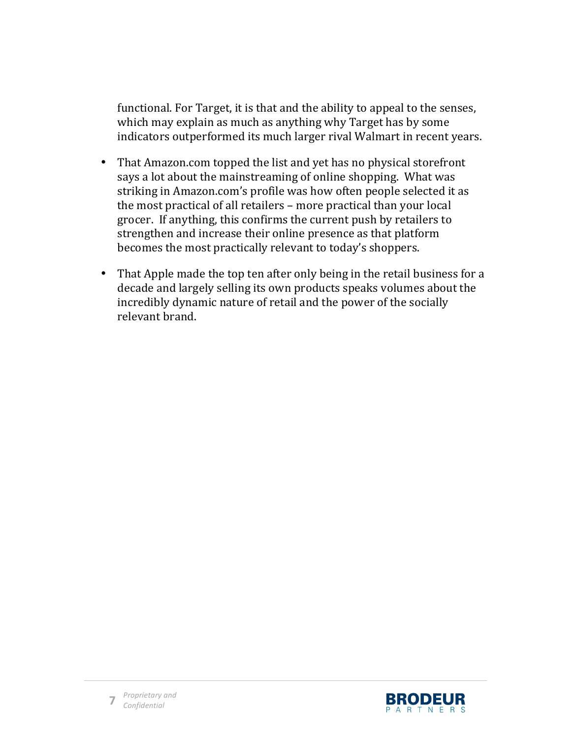functional. For Target, it is that and the ability to appeal to the senses, which may explain as much as anything why Target has by some indicators outperformed its much larger rival Walmart in recent years.

- That Amazon.com topped the list and yet has no physical storefront says a lot about the mainstreaming of online shopping. What was striking in Amazon.com's profile was how often people selected it as the most practical of all retailers – more practical than your local grocer. If anything, this confirms the current push by retailers to strengthen and increase their online presence as that platform becomes the most practically relevant to today's shoppers.

- That Apple made the top ten after only being in the retail business for a decade and largely selling its own products speaks volumes about the incredibly dynamic nature of retail and the power of the socially relevant brand.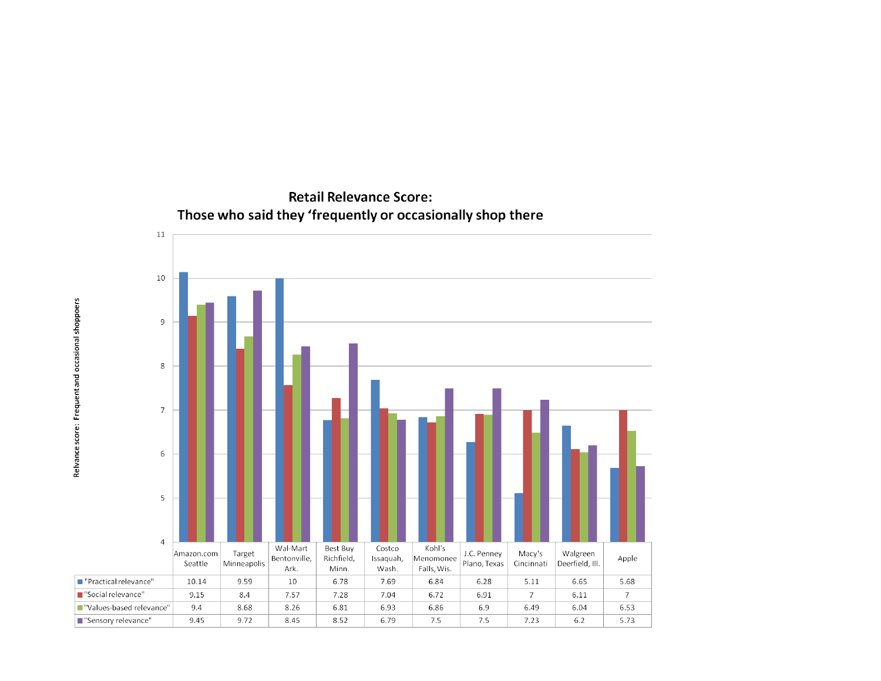**Retail Relevance Score:**
**Those who said they 'frequently or occasionally shop there**

Relvance score: Frequent and occasional shoppoers

11
10
9
8
7
6
5
4

| | Amazon.com Seattle | Target Minneapolis | Wal-Mart Bentonville, Ark. | Best Buy Richfield, Minn. | Costco Issaquah, Wash. | Kohl's Menomonee Falls, Wis. | J.C. Penney Plano, Texas | Macy's Cincinnati | Walgreen Deerfield, Ill. | Apple |
|---|---|---|---|---|---|---|---|---|---|---|
| "Practical relevance" | 10.14 | 9.59 | 10 | 6.78 | 7.69 | 6.84 | 6.28 | 5.11 | 6.65 | 5.68 |
| "Social relevance" | 9.15 | 8.4 | 7.57 | 7.28 | 7.04 | 6.72 | 6.91 | 7 | 6.11 | 7 |
| "Values-based relevance" | 9.4 | 8.68 | 8.26 | 6.81 | 6.93 | 6.86 | 6.9 | 6.49 | 6.04 | 6.53 |
| "Sensory relevance" | 9.45 | 9.72 | 8.45 | 8.52 | 6.79 | 7.5 | 7.5 | 7.23 | 6.2 | 5.73 |